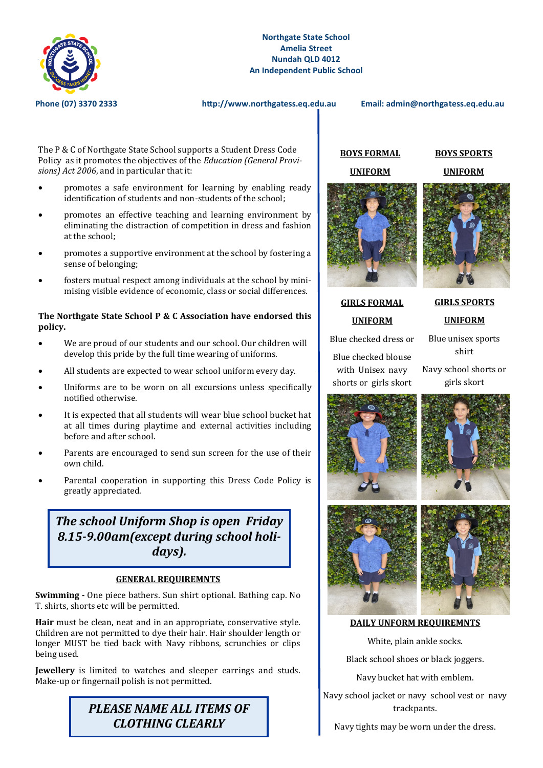**Northgate State School**
**Amelia Street**
**Nundah QLD 4012**
**An Independent Public School**

**Phone (07) 3370 2333** | **http://www.northgatess.eq.edu.au** | **Email: admin@northgatess.eq.edu.au**

The P & C of Northgate State School supports a Student Dress Code Policy as it promotes the objectives of the *Education (General Provisions) Act 2006*, and in particular that it:

- promotes a safe environment for learning by enabling ready identification of students and non-students of the school;
- promotes an effective teaching and learning environment by eliminating the distraction of competition in dress and fashion at the school;
- promotes a supportive environment at the school by fostering a sense of belonging;
- fosters mutual respect among individuals at the school by minimising visible evidence of economic, class or social differences.

**The Northgate State School P & C Association have endorsed this policy.**

- We are proud of our students and our school. Our children will develop this pride by the full time wearing of uniforms.
- All students are expected to wear school uniform every day.
- Uniforms are to be worn on all excursions unless specifically notified otherwise.
- It is expected that all students will wear blue school bucket hat at all times during playtime and external activities including before and after school.
- Parents are encouraged to send sun screen for the use of their own child.
- Parental cooperation in supporting this Dress Code Policy is greatly appreciated.

***The school Uniform Shop is open Friday 8.15-9.00am(except during school holidays).***

## GENERAL REQUIREMNTS

**Swimming -** One piece bathers. Sun shirt optional. Bathing cap. No T. shirts, shorts etc will be permitted.

**Hair** must be clean, neat and in an appropriate, conservative style. Children are not permitted to dye their hair. Hair shoulder length or longer MUST be tied back with Navy ribbons, scrunchies or clips being used.

**Jewellery** is limited to watches and sleeper earrings and studs. Make-up or fingernail polish is not permitted.

***PLEASE NAME ALL ITEMS OF CLOTHING CLEARLY***

## BOYS FORMAL UNIFORM

## BOYS SPORTS UNIFORM

## GIRLS FORMAL UNIFORM

Blue checked dress or

Blue checked blouse with Unisex navy shorts or girls skort

## GIRLS SPORTS UNIFORM

Blue unisex sports shirt

Navy school shorts or girls skort

## DAILY UNFORM REQUIREMNTS

White, plain ankle socks.

Black school shoes or black joggers.

Navy bucket hat with emblem.

Navy school jacket or navy school vest or navy trackpants.

Navy tights may be worn under the dress.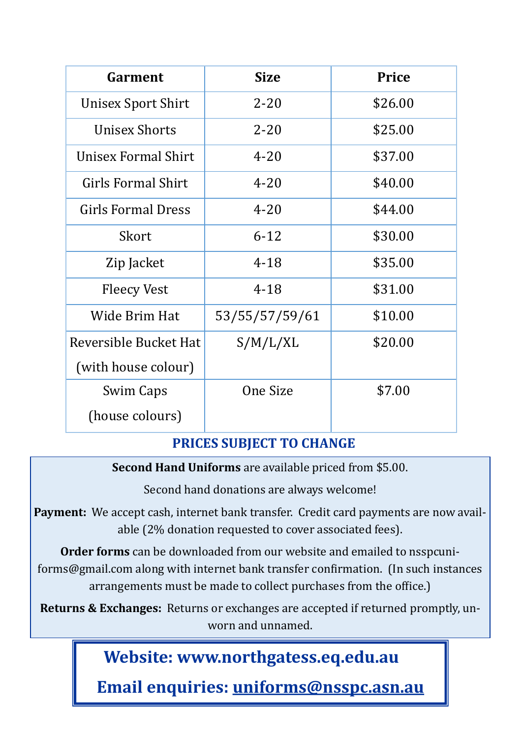| Garment | Size | Price |
|---|---|---|
| Unisex Sport Shirt | 2-20 | $26.00 |
| Unisex Shorts | 2-20 | $25.00 |
| Unisex Formal Shirt | 4-20 | $37.00 |
| Girls Formal Shirt | 4-20 | $40.00 |
| Girls Formal Dress | 4-20 | $44.00 |
| Skort | 6-12 | $30.00 |
| Zip Jacket | 4-18 | $35.00 |
| Fleecy Vest | 4-18 | $31.00 |
| Wide Brim Hat | 53/55/57/59/61 | $10.00 |
| Reversible Bucket Hat (with house colour) | S/M/L/XL | $20.00 |
| Swim Caps (house colours) | One Size | $7.00 |

**PRICES SUBJECT TO CHANGE**

**Second Hand Uniforms** are available priced from $5.00.

Second hand donations are always welcome!

**Payment:** We accept cash, internet bank transfer. Credit card payments are now available (2% donation requested to cover associated fees).

**Order forms** can be downloaded from our website and emailed to nsspcuniforms@gmail.com along with internet bank transfer confirmation. (In such instances arrangements must be made to collect purchases from the office.)

**Returns & Exchanges:** Returns or exchanges are accepted if returned promptly, unworn and unnamed.

**Website: www.northgatess.eq.edu.au**

**Email enquiries: uniforms@nsspc.asn.au**